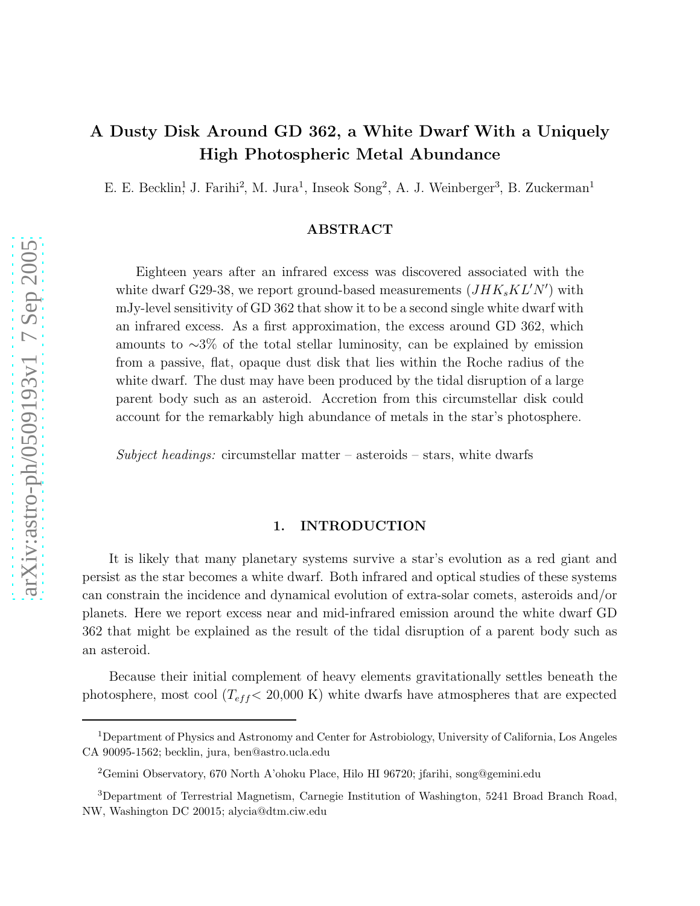# A Dusty Disk Around GD 362, a White Dwarf With a Uniquely High Photospheric Metal Abundance

E. E. Becklin[1], J. Farihi[2], M. Jura[1], Inseok Song[2], A. J. Weinberger[3], B. Zuckerman[1]

## ABSTRACT

Eighteen years after an infrared excess was discovered associated with the white dwarf G29-38, we report ground-based measurements ($JHK_sKL'N'$) with mJy-level sensitivity of GD 362 that show it to be a second single white dwarf with an infrared excess. As a first approximation, the excess around GD 362, which amounts to $\sim$3% of the total stellar luminosity, can be explained by emission from a passive, flat, opaque dust disk that lies within the Roche radius of the white dwarf. The dust may have been produced by the tidal disruption of a large parent body such as an asteroid. Accretion from this circumstellar disk could account for the remarkably high abundance of metals in the star's photosphere.

*Subject headings:* circumstellar matter – asteroids – stars, white dwarfs

## 1. INTRODUCTION

It is likely that many planetary systems survive a star's evolution as a red giant and persist as the star becomes a white dwarf. Both infrared and optical studies of these systems can constrain the incidence and dynamical evolution of extra-solar comets, asteroids and/or planets. Here we report excess near and mid-infrared emission around the white dwarf GD 362 that might be explained as the result of the tidal disruption of a parent body such as an asteroid.

Because their initial complement of heavy elements gravitationally settles beneath the photosphere, most cool ($T_{eff}$< 20,000 K) white dwarfs have atmospheres that are expected

---

[1] Department of Physics and Astronomy and Center for Astrobiology, University of California, Los Angeles CA 90095-1562; becklin, jura, ben@astro.ucla.edu

[2] Gemini Observatory, 670 North A'ohoku Place, Hilo HI 96720; jfarihi, song@gemini.edu

[3] Department of Terrestrial Magnetism, Carnegie Institution of Washington, 5241 Broad Branch Road, NW, Washington DC 20015; alycia@dtm.ciw.edu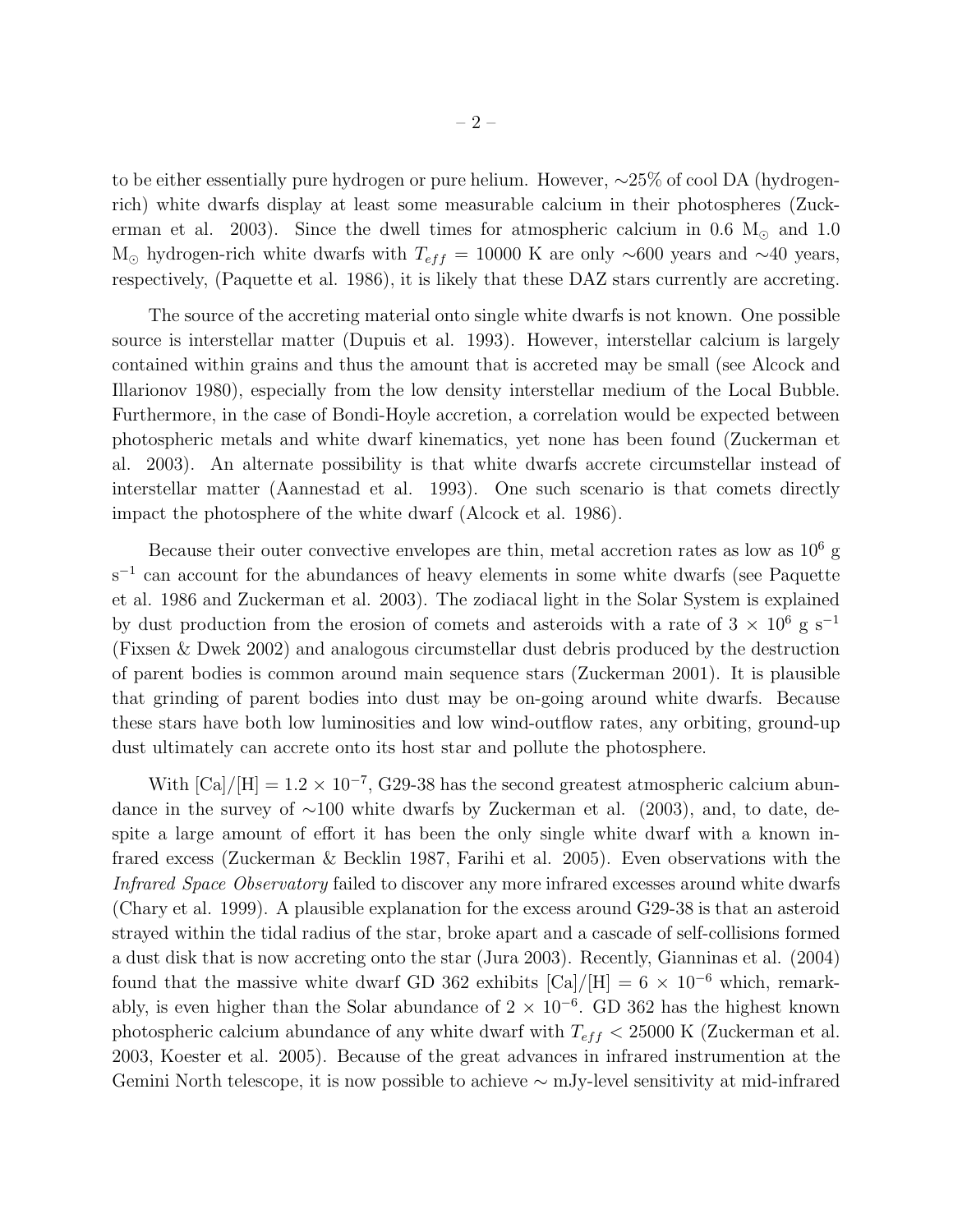to be either essentially pure hydrogen or pure helium. However, ∼25% of cool DA (hydrogen-rich) white dwarfs display at least some measurable calcium in their photospheres (Zuckerman et al. 2003). Since the dwell times for atmospheric calcium in 0.6 $M_{\odot}$ and 1.0 $M_{\odot}$ hydrogen-rich white dwarfs with $T_{eff}$ = 10000 K are only ∼600 years and ∼40 years, respectively, (Paquette et al. 1986), it is likely that these DAZ stars currently are accreting.

The source of the accreting material onto single white dwarfs is not known. One possible source is interstellar matter (Dupuis et al. 1993). However, interstellar calcium is largely contained within grains and thus the amount that is accreted may be small (see Alcock and Illarionov 1980), especially from the low density interstellar medium of the Local Bubble. Furthermore, in the case of Bondi-Hoyle accretion, a correlation would be expected between photospheric metals and white dwarf kinematics, yet none has been found (Zuckerman et al. 2003). An alternate possibility is that white dwarfs accrete circumstellar instead of interstellar matter (Aannestad et al. 1993). One such scenario is that comets directly impact the photosphere of the white dwarf (Alcock et al. 1986).

Because their outer convective envelopes are thin, metal accretion rates as low as $10^6$ g s$^{-1}$ can account for the abundances of heavy elements in some white dwarfs (see Paquette et al. 1986 and Zuckerman et al. 2003). The zodiacal light in the Solar System is explained by dust production from the erosion of comets and asteroids with a rate of $3 \times 10^6$ g s$^{-1}$ (Fixsen & Dwek 2002) and analogous circumstellar dust debris produced by the destruction of parent bodies is common around main sequence stars (Zuckerman 2001). It is plausible that grinding of parent bodies into dust may be on-going around white dwarfs. Because these stars have both low luminosities and low wind-outflow rates, any orbiting, ground-up dust ultimately can accrete onto its host star and pollute the photosphere.

With [Ca]/[H] = $1.2 \times 10^{-7}$, G29-38 has the second greatest atmospheric calcium abundance in the survey of ∼100 white dwarfs by Zuckerman et al. (2003), and, to date, despite a large amount of effort it has been the only single white dwarf with a known infrared excess (Zuckerman & Becklin 1987, Farihi et al. 2005). Even observations with the *Infrared Space Observatory* failed to discover any more infrared excesses around white dwarfs (Chary et al. 1999). A plausible explanation for the excess around G29-38 is that an asteroid strayed within the tidal radius of the star, broke apart and a cascade of self-collisions formed a dust disk that is now accreting onto the star (Jura 2003). Recently, Gianninas et al. (2004) found that the massive white dwarf GD 362 exhibits [Ca]/[H] = $6 \times 10^{-6}$ which, remarkably, is even higher than the Solar abundance of $2 \times 10^{-6}$. GD 362 has the highest known photospheric calcium abundance of any white dwarf with $T_{eff}$ < 25000 K (Zuckerman et al. 2003, Koester et al. 2005). Because of the great advances in infrared instrumention at the Gemini North telescope, it is now possible to achieve ∼ mJy-level sensitivity at mid-infrared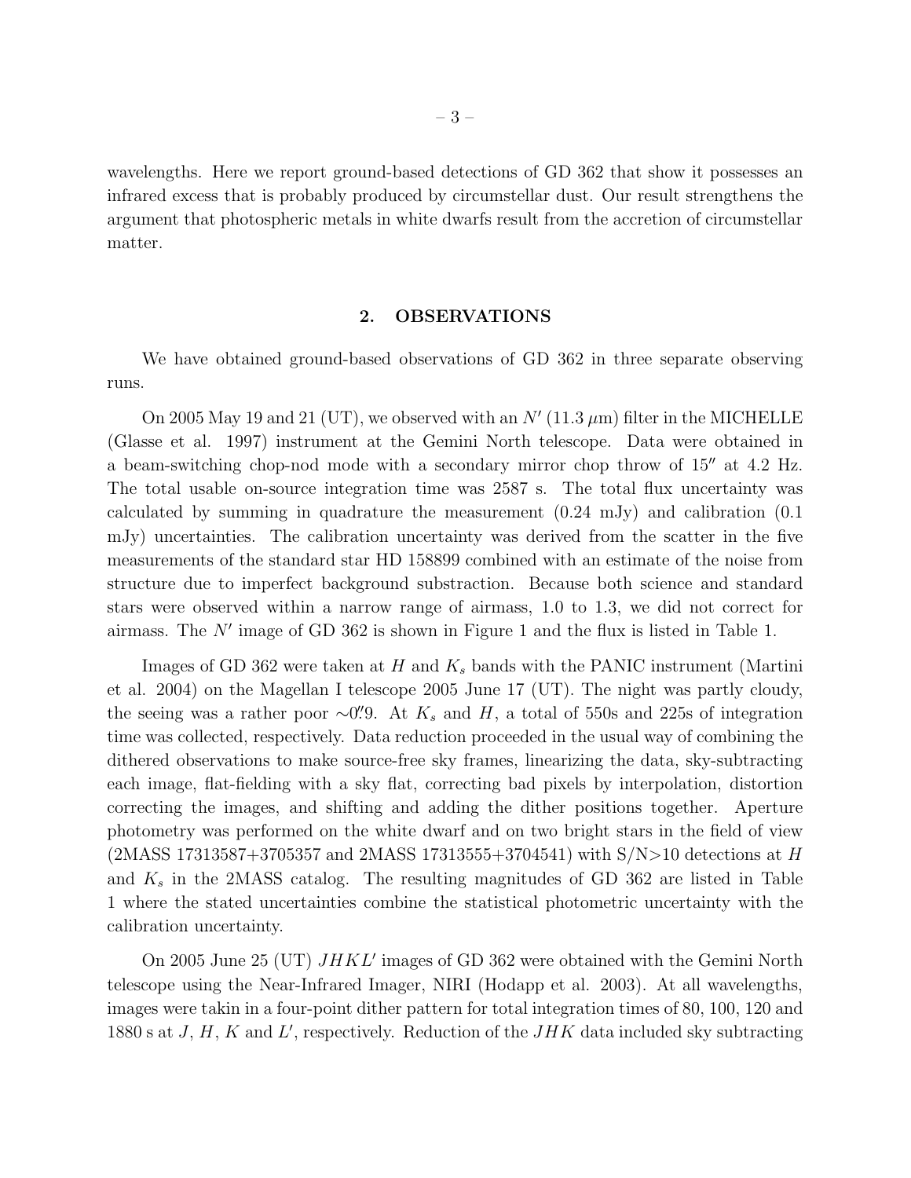wavelengths. Here we report ground-based detections of GD 362 that show it possesses an infrared excess that is probably produced by circumstellar dust. Our result strengthens the argument that photospheric metals in white dwarfs result from the accretion of circumstellar matter.

## 2. OBSERVATIONS

We have obtained ground-based observations of GD 362 in three separate observing runs.

On 2005 May 19 and 21 (UT), we observed with an $N'$ (11.3 $\mu$m) filter in the MICHELLE (Glasse et al. 1997) instrument at the Gemini North telescope. Data were obtained in a beam-switching chop-nod mode with a secondary mirror chop throw of 15$''$ at 4.2 Hz. The total usable on-source integration time was 2587 s. The total flux uncertainty was calculated by summing in quadrature the measurement (0.24 mJy) and calibration (0.1 mJy) uncertainties. The calibration uncertainty was derived from the scatter in the five measurements of the standard star HD 158899 combined with an estimate of the noise from structure due to imperfect background substraction. Because both science and standard stars were observed within a narrow range of airmass, 1.0 to 1.3, we did not correct for airmass. The $N'$ image of GD 362 is shown in Figure 1 and the flux is listed in Table 1.

Images of GD 362 were taken at $H$ and $K_s$ bands with the PANIC instrument (Martini et al. 2004) on the Magellan I telescope 2005 June 17 (UT). The night was partly cloudy, the seeing was a rather poor $\sim$0$''$.9. At $K_s$ and $H$, a total of 550s and 225s of integration time was collected, respectively. Data reduction proceeded in the usual way of combining the dithered observations to make source-free sky frames, linearizing the data, sky-subtracting each image, flat-fielding with a sky flat, correcting bad pixels by interpolation, distortion correcting the images, and shifting and adding the dither positions together. Aperture photometry was performed on the white dwarf and on two bright stars in the field of view (2MASS 17313587+3705357 and 2MASS 17313555+3704541) with S/N>10 detections at $H$ and $K_s$ in the 2MASS catalog. The resulting magnitudes of GD 362 are listed in Table 1 where the stated uncertainties combine the statistical photometric uncertainty with the calibration uncertainty.

On 2005 June 25 (UT) $JHKL'$ images of GD 362 were obtained with the Gemini North telescope using the Near-Infrared Imager, NIRI (Hodapp et al. 2003). At all wavelengths, images were takin in a four-point dither pattern for total integration times of 80, 100, 120 and 1880 s at $J$, $H$, $K$ and $L'$, respectively. Reduction of the $JHK$ data included sky subtracting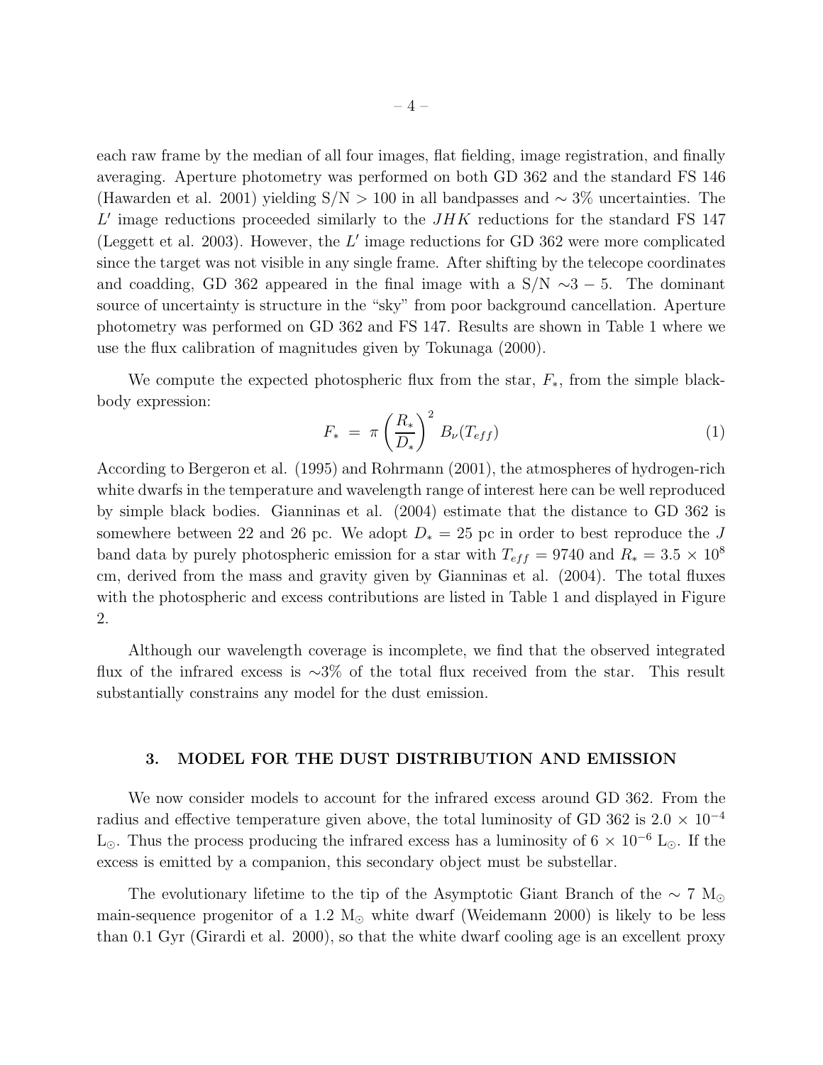each raw frame by the median of all four images, flat fielding, image registration, and finally averaging. Aperture photometry was performed on both GD 362 and the standard FS 146 (Hawarden et al. 2001) yielding S/N > 100 in all bandpasses and $\sim 3\%$ uncertainties. The $L'$ image reductions proceeded similarly to the $JHK$ reductions for the standard FS 147 (Leggett et al. 2003). However, the $L'$ image reductions for GD 362 were more complicated since the target was not visible in any single frame. After shifting by the telecope coordinates and coadding, GD 362 appeared in the final image with a S/N $\sim 3 - 5$. The dominant source of uncertainty is structure in the "sky" from poor background cancellation. Aperture photometry was performed on GD 362 and FS 147. Results are shown in Table 1 where we use the flux calibration of magnitudes given by Tokunaga (2000).

We compute the expected photospheric flux from the star, $F_*$, from the simple blackbody expression:

$$F_* \;=\; \pi \left(\frac{R_*}{D_*}\right)^2 \, B_\nu(T_{eff}) \tag{1}$$

According to Bergeron et al. (1995) and Rohrmann (2001), the atmospheres of hydrogen-rich white dwarfs in the temperature and wavelength range of interest here can be well reproduced by simple black bodies. Gianninas et al. (2004) estimate that the distance to GD 362 is somewhere between 22 and 26 pc. We adopt $D_* = 25$ pc in order to best reproduce the $J$ band data by purely photospheric emission for a star with $T_{eff} = 9740$ and $R_* = 3.5 \times 10^8$ cm, derived from the mass and gravity given by Gianninas et al. (2004). The total fluxes with the photospheric and excess contributions are listed in Table 1 and displayed in Figure 2.

Although our wavelength coverage is incomplete, we find that the observed integrated flux of the infrared excess is $\sim$3% of the total flux received from the star. This result substantially constrains any model for the dust emission.

## 3. MODEL FOR THE DUST DISTRIBUTION AND EMISSION

We now consider models to account for the infrared excess around GD 362. From the radius and effective temperature given above, the total luminosity of GD 362 is $2.0 \times 10^{-4}$ $L_\odot$. Thus the process producing the infrared excess has a luminosity of $6 \times 10^{-6}$ $L_\odot$. If the excess is emitted by a companion, this secondary object must be substellar.

The evolutionary lifetime to the tip of the Asymptotic Giant Branch of the $\sim 7$ $M_\odot$ main-sequence progenitor of a 1.2 $M_\odot$ white dwarf (Weidemann 2000) is likely to be less than 0.1 Gyr (Girardi et al. 2000), so that the white dwarf cooling age is an excellent proxy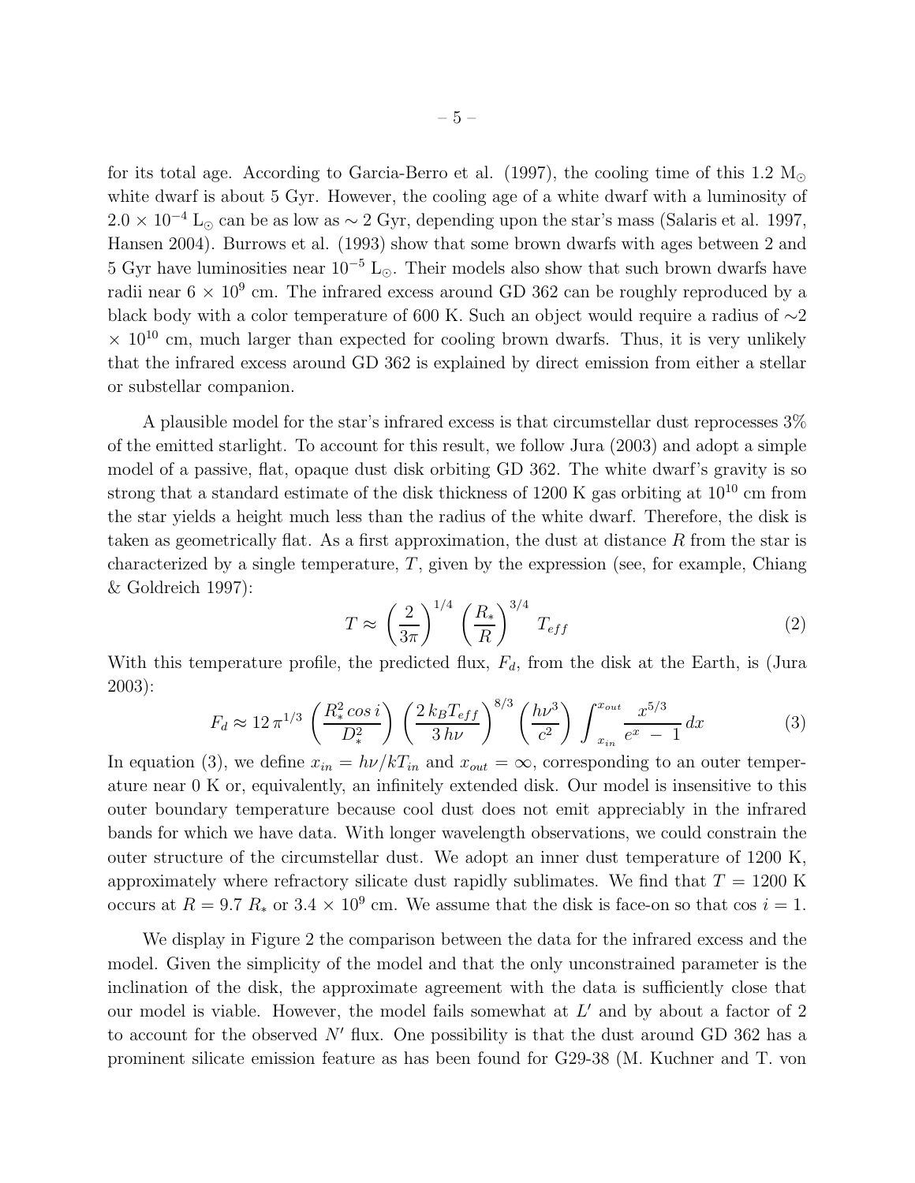for its total age. According to Garcia-Berro et al. (1997), the cooling time of this 1.2 $M_\odot$ white dwarf is about 5 Gyr. However, the cooling age of a white dwarf with a luminosity of $2.0 \times 10^{-4}$ $L_\odot$ can be as low as $\sim 2$ Gyr, depending upon the star's mass (Salaris et al. 1997, Hansen 2004). Burrows et al. (1993) show that some brown dwarfs with ages between 2 and 5 Gyr have luminosities near $10^{-5}$ $L_\odot$. Their models also show that such brown dwarfs have radii near $6 \times 10^9$ cm. The infrared excess around GD 362 can be roughly reproduced by a black body with a color temperature of 600 K. Such an object would require a radius of $\sim$2 $\times$ $10^{10}$ cm, much larger than expected for cooling brown dwarfs. Thus, it is very unlikely that the infrared excess around GD 362 is explained by direct emission from either a stellar or substellar companion.

A plausible model for the star's infrared excess is that circumstellar dust reprocesses 3% of the emitted starlight. To account for this result, we follow Jura (2003) and adopt a simple model of a passive, flat, opaque dust disk orbiting GD 362. The white dwarf's gravity is so strong that a standard estimate of the disk thickness of 1200 K gas orbiting at $10^{10}$ cm from the star yields a height much less than the radius of the white dwarf. Therefore, the disk is taken as geometrically flat. As a first approximation, the dust at distance $R$ from the star is characterized by a single temperature, $T$, given by the expression (see, for example, Chiang & Goldreich 1997):

$$T \approx \left(\frac{2}{3\pi}\right)^{1/4} \left(\frac{R_*}{R}\right)^{3/4} T_{eff} \tag{2}$$

With this temperature profile, the predicted flux, $F_d$, from the disk at the Earth, is (Jura 2003):

$$F_d \approx 12\,\pi^{1/3} \left(\frac{R_*^2 \cos i}{D_*^2}\right) \left(\frac{2\,k_B T_{eff}}{3\,h\nu}\right)^{8/3} \left(\frac{h\nu^3}{c^2}\right) \int_{x_{in}}^{x_{out}} \frac{x^{5/3}}{e^x\,-\,1}\,dx \tag{3}$$

In equation (3), we define $x_{in} = h\nu/kT_{in}$ and $x_{out} = \infty$, corresponding to an outer temperature near 0 K or, equivalently, an infinitely extended disk. Our model is insensitive to this outer boundary temperature because cool dust does not emit appreciably in the infrared bands for which we have data. With longer wavelength observations, we could constrain the outer structure of the circumstellar dust. We adopt an inner dust temperature of 1200 K, approximately where refractory silicate dust rapidly sublimates. We find that $T$ = 1200 K occurs at $R = 9.7\ R_*$ or $3.4 \times 10^9$ cm. We assume that the disk is face-on so that $\cos i = 1$.

We display in Figure 2 the comparison between the data for the infrared excess and the model. Given the simplicity of the model and that the only unconstrained parameter is the inclination of the disk, the approximate agreement with the data is sufficiently close that our model is viable. However, the model fails somewhat at $L'$ and by about a factor of 2 to account for the observed $N'$ flux. One possibility is that the dust around GD 362 has a prominent silicate emission feature as has been found for G29-38 (M. Kuchner and T. von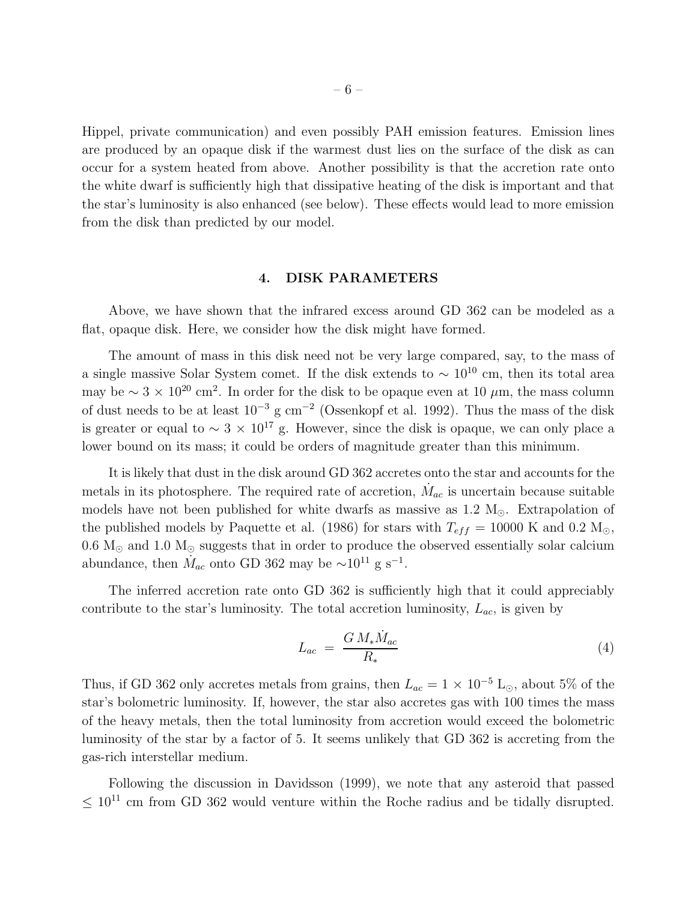Hippel, private communication) and even possibly PAH emission features. Emission lines are produced by an opaque disk if the warmest dust lies on the surface of the disk as can occur for a system heated from above. Another possibility is that the accretion rate onto the white dwarf is sufficiently high that dissipative heating of the disk is important and that the star's luminosity is also enhanced (see below). These effects would lead to more emission from the disk than predicted by our model.

## 4. DISK PARAMETERS

Above, we have shown that the infrared excess around GD 362 can be modeled as a flat, opaque disk. Here, we consider how the disk might have formed.

The amount of mass in this disk need not be very large compared, say, to the mass of a single massive Solar System comet. If the disk extends to $\sim 10^{10}$ cm, then its total area may be $\sim 3 \times 10^{20}$ cm$^2$. In order for the disk to be opaque even at 10 $\mu$m, the mass column of dust needs to be at least $10^{-3}$ g cm$^{-2}$ (Ossenkopf et al. 1992). Thus the mass of the disk is greater or equal to $\sim 3 \times 10^{17}$ g. However, since the disk is opaque, we can only place a lower bound on its mass; it could be orders of magnitude greater than this minimum.

It is likely that dust in the disk around GD 362 accretes onto the star and accounts for the metals in its photosphere. The required rate of accretion, $\dot{M}_{ac}$ is uncertain because suitable models have not been published for white dwarfs as massive as 1.2 M$_{\odot}$. Extrapolation of the published models by Paquette et al. (1986) for stars with $T_{eff}$ = 10000 K and 0.2 M$_{\odot}$, 0.6 M$_{\odot}$ and 1.0 M$_{\odot}$ suggests that in order to produce the observed essentially solar calcium abundance, then $\dot{M}_{ac}$ onto GD 362 may be $\sim 10^{11}$ g s$^{-1}$.

The inferred accretion rate onto GD 362 is sufficiently high that it could appreciably contribute to the star's luminosity. The total accretion luminosity, $L_{ac}$, is given by

$$L_{ac} \;=\; \frac{G\,M_{*}\dot{M}_{ac}}{R_{*}} \tag{4}$$

Thus, if GD 362 only accretes metals from grains, then $L_{ac} = 1 \times 10^{-5}$ L$_{\odot}$, about 5% of the star's bolometric luminosity. If, however, the star also accretes gas with 100 times the mass of the heavy metals, then the total luminosity from accretion would exceed the bolometric luminosity of the star by a factor of 5. It seems unlikely that GD 362 is accreting from the gas-rich interstellar medium.

Following the discussion in Davidsson (1999), we note that any asteroid that passed $\leq 10^{11}$ cm from GD 362 would venture within the Roche radius and be tidally disrupted.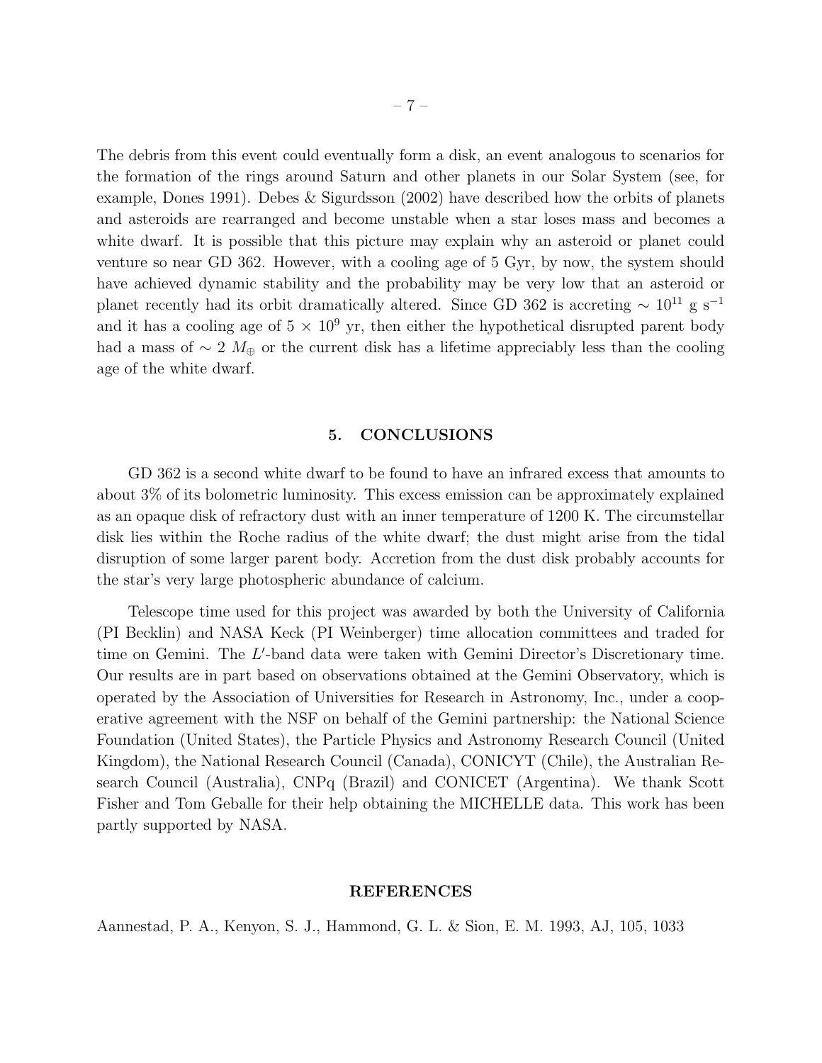The debris from this event could eventually form a disk, an event analogous to scenarios for the formation of the rings around Saturn and other planets in our Solar System (see, for example, Dones 1991). Debes & Sigurdsson (2002) have described how the orbits of planets and asteroids are rearranged and become unstable when a star loses mass and becomes a white dwarf. It is possible that this picture may explain why an asteroid or planet could venture so near GD 362. However, with a cooling age of 5 Gyr, by now, the system should have achieved dynamic stability and the probability may be very low that an asteroid or planet recently had its orbit dramatically altered. Since GD 362 is accreting $\sim 10^{11}$ g s$^{-1}$ and it has a cooling age of $5 \times 10^9$ yr, then either the hypothetical disrupted parent body had a mass of $\sim 2\ M_{\oplus}$ or the current disk has a lifetime appreciably less than the cooling age of the white dwarf.

## 5. CONCLUSIONS

GD 362 is a second white dwarf to be found to have an infrared excess that amounts to about 3% of its bolometric luminosity. This excess emission can be approximately explained as an opaque disk of refractory dust with an inner temperature of 1200 K. The circumstellar disk lies within the Roche radius of the white dwarf; the dust might arise from the tidal disruption of some larger parent body. Accretion from the dust disk probably accounts for the star's very large photospheric abundance of calcium.

Telescope time used for this project was awarded by both the University of California (PI Becklin) and NASA Keck (PI Weinberger) time allocation committees and traded for time on Gemini. The $L'$-band data were taken with Gemini Director's Discretionary time. Our results are in part based on observations obtained at the Gemini Observatory, which is operated by the Association of Universities for Research in Astronomy, Inc., under a cooperative agreement with the NSF on behalf of the Gemini partnership: the National Science Foundation (United States), the Particle Physics and Astronomy Research Council (United Kingdom), the National Research Council (Canada), CONICYT (Chile), the Australian Research Council (Australia), CNPq (Brazil) and CONICET (Argentina). We thank Scott Fisher and Tom Geballe for their help obtaining the MICHELLE data. This work has been partly supported by NASA.

## REFERENCES

Aannestad, P. A., Kenyon, S. J., Hammond, G. L. & Sion, E. M. 1993, AJ, 105, 1033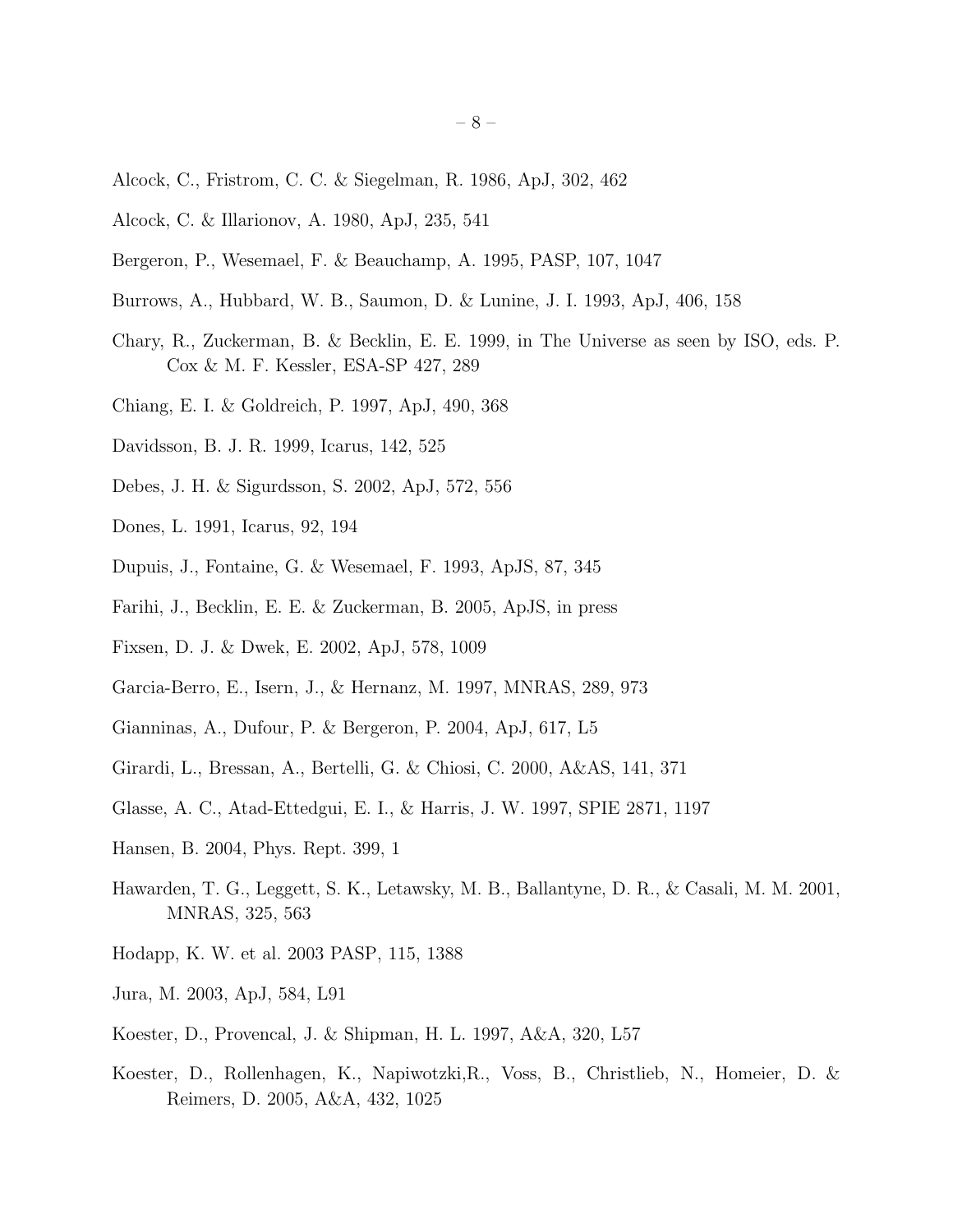Alcock, C., Fristrom, C. C. & Siegelman, R. 1986, ApJ, 302, 462

Alcock, C. & Illarionov, A. 1980, ApJ, 235, 541

Bergeron, P., Wesemael, F. & Beauchamp, A. 1995, PASP, 107, 1047

Burrows, A., Hubbard, W. B., Saumon, D. & Lunine, J. I. 1993, ApJ, 406, 158

Chary, R., Zuckerman, B. & Becklin, E. E. 1999, in The Universe as seen by ISO, eds. P. Cox & M. F. Kessler, ESA-SP 427, 289

Chiang, E. I. & Goldreich, P. 1997, ApJ, 490, 368

Davidsson, B. J. R. 1999, Icarus, 142, 525

Debes, J. H. & Sigurdsson, S. 2002, ApJ, 572, 556

Dones, L. 1991, Icarus, 92, 194

Dupuis, J., Fontaine, G. & Wesemael, F. 1993, ApJS, 87, 345

Farihi, J., Becklin, E. E. & Zuckerman, B. 2005, ApJS, in press

Fixsen, D. J. & Dwek, E. 2002, ApJ, 578, 1009

Garcia-Berro, E., Isern, J., & Hernanz, M. 1997, MNRAS, 289, 973

Gianninas, A., Dufour, P. & Bergeron, P. 2004, ApJ, 617, L5

Girardi, L., Bressan, A., Bertelli, G. & Chiosi, C. 2000, A&AS, 141, 371

Glasse, A. C., Atad-Ettedgui, E. I., & Harris, J. W. 1997, SPIE 2871, 1197

Hansen, B. 2004, Phys. Rept. 399, 1

Hawarden, T. G., Leggett, S. K., Letawsky, M. B., Ballantyne, D. R., & Casali, M. M. 2001, MNRAS, 325, 563

Hodapp, K. W. et al. 2003 PASP, 115, 1388

Jura, M. 2003, ApJ, 584, L91

Koester, D., Provencal, J. & Shipman, H. L. 1997, A&A, 320, L57

Koester, D., Rollenhagen, K., Napiwotzki,R., Voss, B., Christlieb, N., Homeier, D. & Reimers, D. 2005, A&A, 432, 1025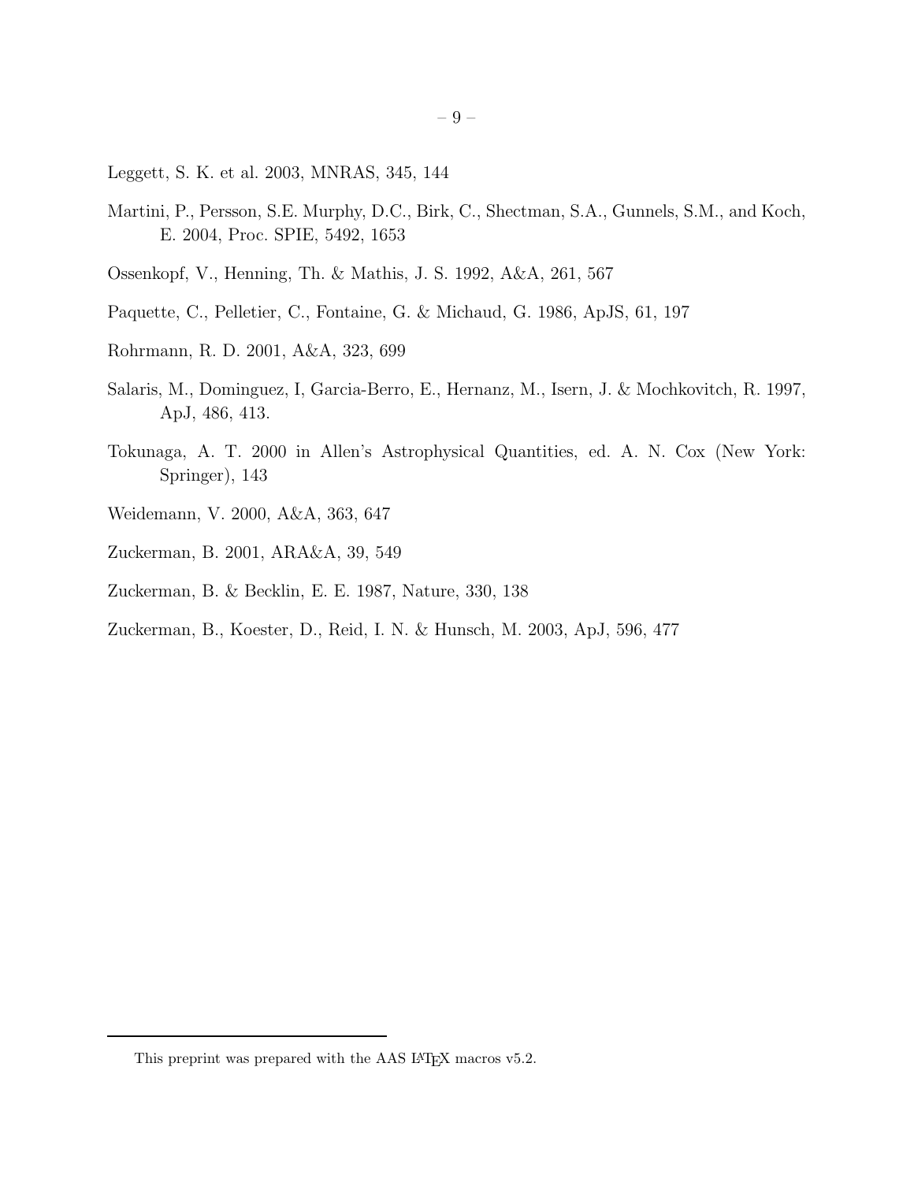Leggett, S. K. et al. 2003, MNRAS, 345, 144

Martini, P., Persson, S.E. Murphy, D.C., Birk, C., Shectman, S.A., Gunnels, S.M., and Koch, E. 2004, Proc. SPIE, 5492, 1653

Ossenkopf, V., Henning, Th. & Mathis, J. S. 1992, A&A, 261, 567

Paquette, C., Pelletier, C., Fontaine, G. & Michaud, G. 1986, ApJS, 61, 197

Rohrmann, R. D. 2001, A&A, 323, 699

Salaris, M., Dominguez, I, Garcia-Berro, E., Hernanz, M., Isern, J. & Mochkovitch, R. 1997, ApJ, 486, 413.

Tokunaga, A. T. 2000 in Allen's Astrophysical Quantities, ed. A. N. Cox (New York: Springer), 143

Weidemann, V. 2000, A&A, 363, 647

Zuckerman, B. 2001, ARA&A, 39, 549

Zuckerman, B. & Becklin, E. E. 1987, Nature, 330, 138

Zuckerman, B., Koester, D., Reid, I. N. & Hunsch, M. 2003, ApJ, 596, 477

This preprint was prepared with the AAS LaTeX macros v5.2.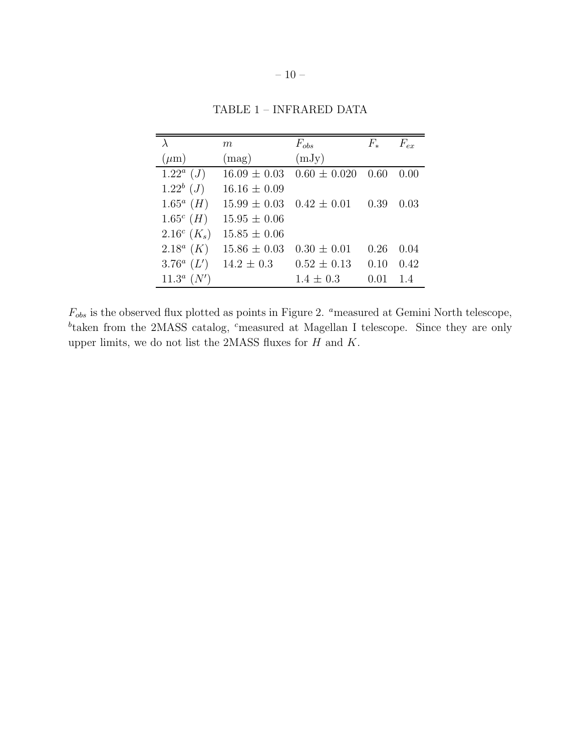TABLE 1 – INFRARED DATA

| $\lambda$ ($\mu$m) | $m$ (mag) | $F_{obs}$ (mJy) | $F_*$ | $F_{ex}$ |
|---|---|---|---|---|
| $1.22^a$ ($J$) | $16.09 \pm 0.03$ | $0.60 \pm 0.020$ | 0.60 | 0.00 |
| $1.22^b$ ($J$) | $16.16 \pm 0.09$ | | | |
| $1.65^a$ ($H$) | $15.99 \pm 0.03$ | $0.42 \pm 0.01$ | 0.39 | 0.03 |
| $1.65^c$ ($H$) | $15.95 \pm 0.06$ | | | |
| $2.16^c$ ($K_s$) | $15.85 \pm 0.06$ | | | |
| $2.18^a$ ($K$) | $15.86 \pm 0.03$ | $0.30 \pm 0.01$ | 0.26 | 0.04 |
| $3.76^a$ ($L'$) | $14.2 \pm 0.3$ | $0.52 \pm 0.13$ | 0.10 | 0.42 |
| $11.3^a$ ($N'$) | | $1.4 \pm 0.3$ | 0.01 | 1.4 |

$F_{obs}$ is the observed flux plotted as points in Figure 2. [a]measured at Gemini North telescope, [b]taken from the 2MASS catalog, [c]measured at Magellan I telescope. Since they are only upper limits, we do not list the 2MASS fluxes for $H$ and $K$.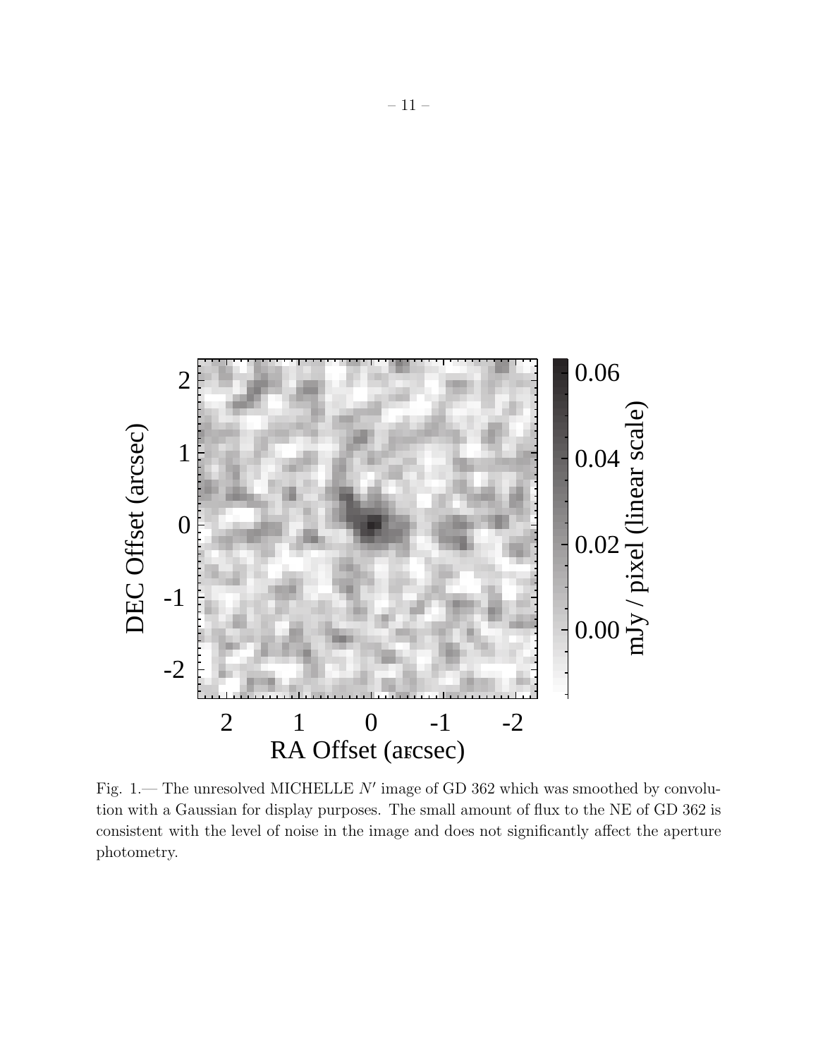Fig. 1.— The unresolved MICHELLE $N'$ image of GD 362 which was smoothed by convolution with a Gaussian for display purposes. The small amount of flux to the NE of GD 362 is consistent with the level of noise in the image and does not significantly affect the aperture photometry.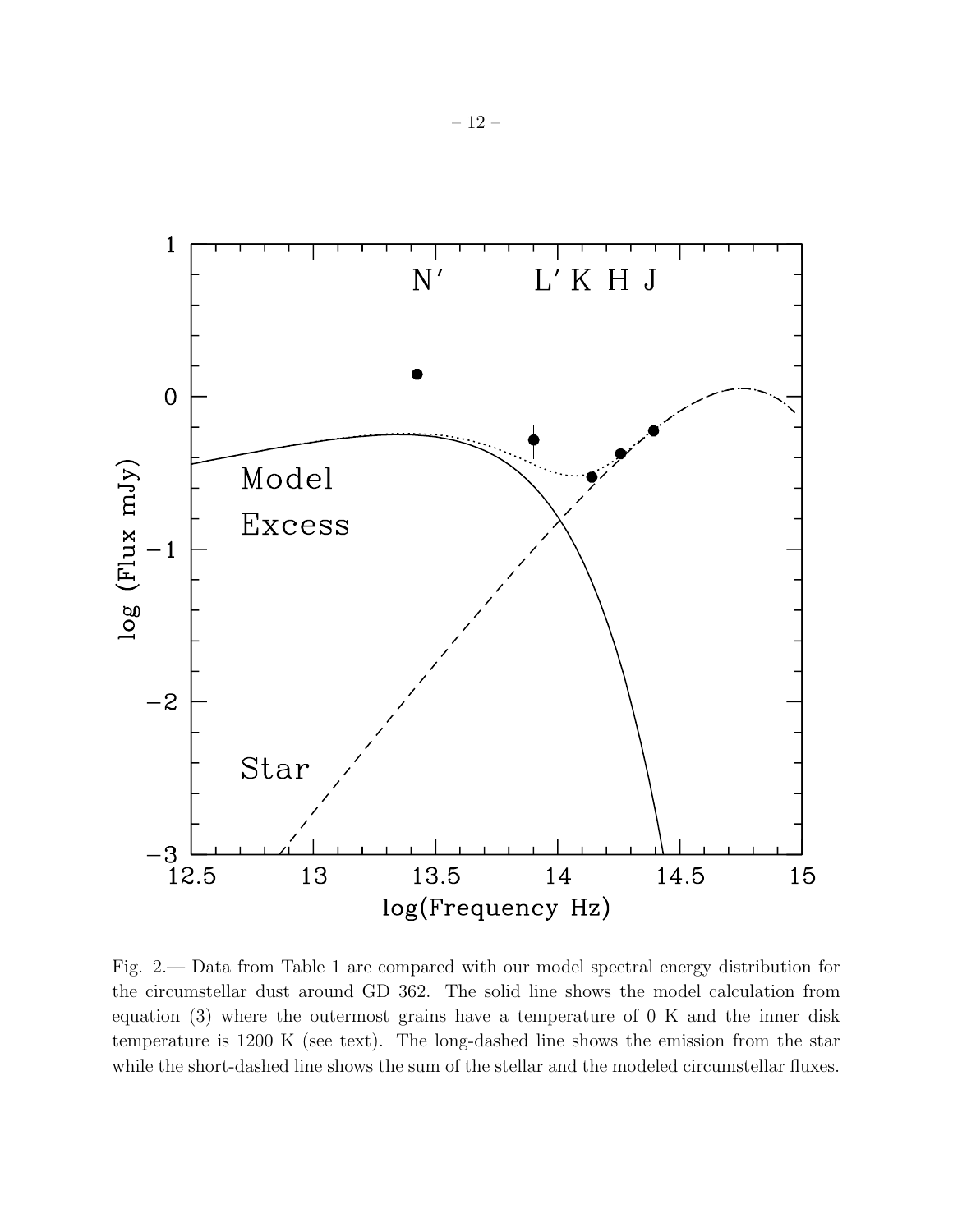N′

L′ K H J

Model

Excess

Star

log (Flux mJy)

log(Frequency Hz)

1

0

−1

−2

−3

12.5

13

13.5

14

14.5

15

Fig. 2.— Data from Table 1 are compared with our model spectral energy distribution for the circumstellar dust around GD 362. The solid line shows the model calculation from equation (3) where the outermost grains have a temperature of 0 K and the inner disk temperature is 1200 K (see text). The long-dashed line shows the emission from the star while the short-dashed line shows the sum of the stellar and the modeled circumstellar fluxes.